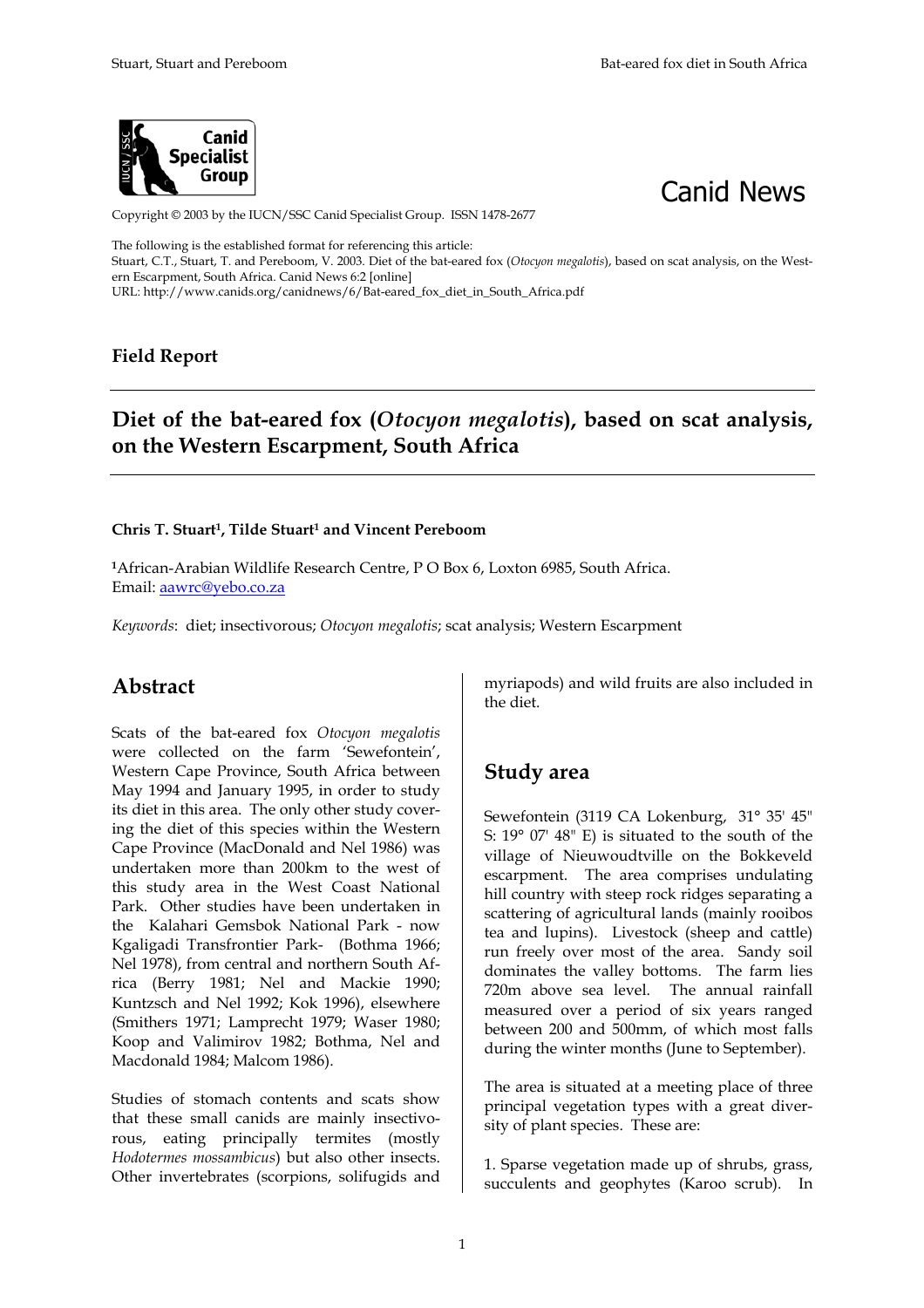Canid News

Copyright © 2003 by the IUCN/SSC Canid Specialist Group. ISSN 1478-2677

The following is the established format for referencing this article:
Stuart, C.T., Stuart, T. and Pereboom, V. 2003. Diet of the bat-eared fox (*Otocyon megalotis*), based on scat analysis, on the Western Escarpment, South Africa. Canid News 6:2 [online]
URL: http://www.canids.org/canidnews/6/Bat-eared_fox_diet_in_South_Africa.pdf

**Field Report**

# Diet of the bat-eared fox (*Otocyon megalotis*), based on scat analysis, on the Western Escarpment, South Africa

**Chris T. Stuart[1], Tilde Stuart[1] and Vincent Pereboom**

[1]African-Arabian Wildlife Research Centre, P O Box 6, Loxton 6985, South Africa.
Email: aawrc@yebo.co.za

*Keywords*: diet; insectivorous; *Otocyon megalotis*; scat analysis; Western Escarpment

## Abstract

Scats of the bat-eared fox *Otocyon megalotis* were collected on the farm 'Sewefontein', Western Cape Province, South Africa between May 1994 and January 1995, in order to study its diet in this area. The only other study covering the diet of this species within the Western Cape Province (MacDonald and Nel 1986) was undertaken more than 200km to the west of this study area in the West Coast National Park. Other studies have been undertaken in the Kalahari Gemsbok National Park - now Kgaligadi Transfrontier Park- (Bothma 1966; Nel 1978), from central and northern South Africa (Berry 1981; Nel and Mackie 1990; Kuntzsch and Nel 1992; Kok 1996), elsewhere (Smithers 1971; Lamprecht 1979; Waser 1980; Koop and Valimirov 1982; Bothma, Nel and Macdonald 1984; Malcom 1986).

Studies of stomach contents and scats show that these small canids are mainly insectivorous, eating principally termites (mostly *Hodotermes mossambicus*) but also other insects. Other invertebrates (scorpions, solifugids and myriapods) and wild fruits are also included in the diet.

## Study area

Sewefontein (3119 CA Lokenburg, 31° 35' 45" S: 19° 07' 48" E) is situated to the south of the village of Nieuwoudtville on the Bokkeveld escarpment. The area comprises undulating hill country with steep rock ridges separating a scattering of agricultural lands (mainly rooibos tea and lupins). Livestock (sheep and cattle) run freely over most of the area. Sandy soil dominates the valley bottoms. The farm lies 720m above sea level. The annual rainfall measured over a period of six years ranged between 200 and 500mm, of which most falls during the winter months (June to September).

The area is situated at a meeting place of three principal vegetation types with a great diversity of plant species. These are:

1. Sparse vegetation made up of shrubs, grass, succulents and geophytes (Karoo scrub). In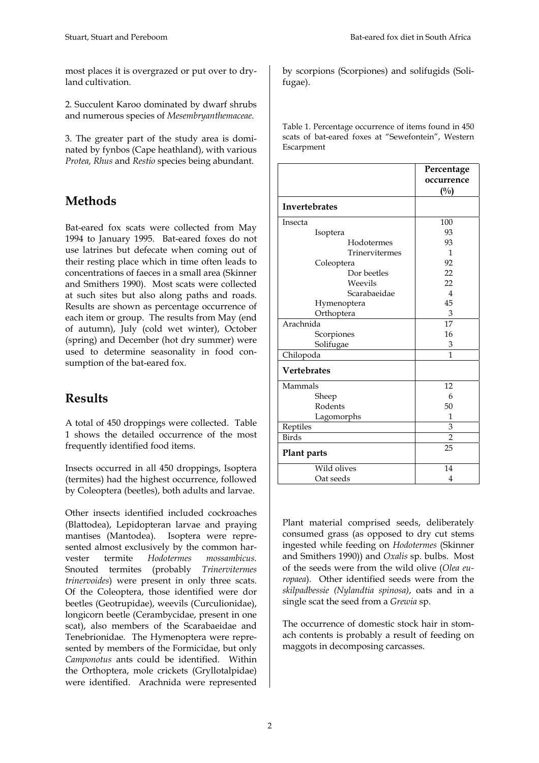most places it is overgrazed or put over to dryland cultivation.

2. Succulent Karoo dominated by dwarf shrubs and numerous species of *Mesembryanthemaceae.*

3. The greater part of the study area is dominated by fynbos (Cape heathland), with various *Protea, Rhus* and *Restio* species being abundant.

## Methods

Bat-eared fox scats were collected from May 1994 to January 1995. Bat-eared foxes do not use latrines but defecate when coming out of their resting place which in time often leads to concentrations of faeces in a small area (Skinner and Smithers 1990). Most scats were collected at such sites but also along paths and roads. Results are shown as percentage occurrence of each item or group. The results from May (end of autumn), July (cold wet winter), October (spring) and December (hot dry summer) were used to determine seasonality in food consumption of the bat-eared fox.

## Results

A total of 450 droppings were collected. Table 1 shows the detailed occurrence of the most frequently identified food items.

Insects occurred in all 450 droppings, Isoptera (termites) had the highest occurrence, followed by Coleoptera (beetles), both adults and larvae.

Other insects identified included cockroaches (Blattodea), Lepidopteran larvae and praying mantises (Mantodea). Isoptera were represented almost exclusively by the common harvester termite *Hodotermes mossambicus.* Snouted termites (probably *Trinervitermes trinervoides*) were present in only three scats. Of the Coleoptera, those identified were dor beetles (Geotrupidae), weevils (Curculionidae), longicorn beetle (Cerambycidae, present in one scat), also members of the Scarabaeidae and Tenebrionidae. The Hymenoptera were represented by members of the Formicidae, but only *Camponotus* ants could be identified. Within the Orthoptera, mole crickets (Gryllotalpidae) were identified. Arachnida were represented by scorpions (Scorpiones) and solifugids (Solifugae).

Table 1. Percentage occurrence of items found in 450 scats of bat-eared foxes at "Sewefontein", Western Escarpment

| | Percentage occurrence (%) |
|---|---|
| **Invertebrates** | |
| Insecta | 100 |
| Isoptera | 93 |
| Hodotermes | 93 |
| Trinervitermes | 1 |
| Coleoptera | 92 |
| Dor beetles | 22 |
| Weevils | 22 |
| Scarabaeidae | 4 |
| Hymenoptera | 45 |
| Orthoptera | 3 |
| Arachnida | 17 |
| Scorpiones | 16 |
| Solifugae | 3 |
| Chilopoda | 1 |
| **Vertebrates** | |
| Mammals | 12 |
| Sheep | 6 |
| Rodents | 50 |
| Lagomorphs | 1 |
| Reptiles | 3 |
| Birds | 2 |
| **Plant parts** | 25 |
| Wild olives | 14 |
| Oat seeds | 4 |

Plant material comprised seeds, deliberately consumed grass (as opposed to dry cut stems ingested while feeding on *Hodotermes* (Skinner and Smithers 1990)) and *Oxalis* sp. bulbs. Most of the seeds were from the wild olive (*Olea europaea*). Other identified seeds were from the *skilpadbessie (Nylandtia spinosa)*, oats and in a single scat the seed from a *Grewia* sp.

The occurrence of domestic stock hair in stomach contents is probably a result of feeding on maggots in decomposing carcasses.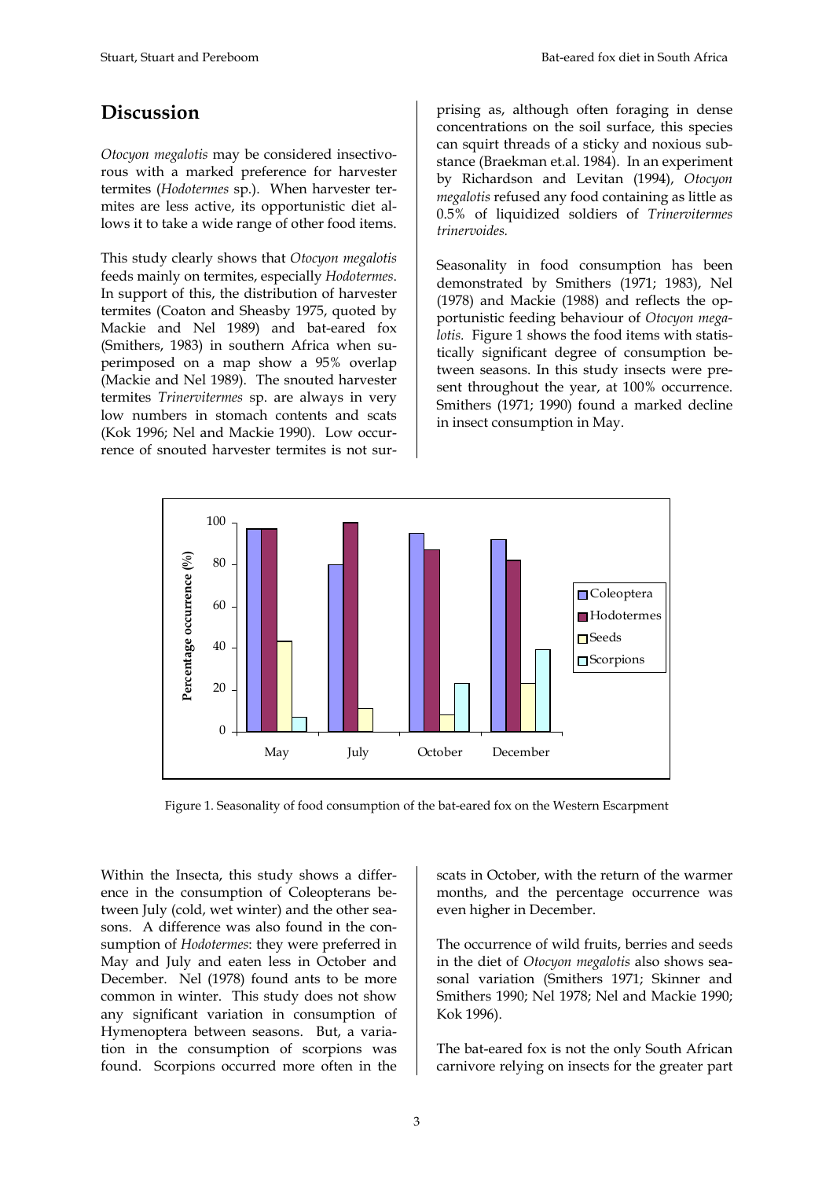## Discussion

*Otocyon megalotis* may be considered insectivorous with a marked preference for harvester termites (*Hodotermes* sp.). When harvester termites are less active, its opportunistic diet allows it to take a wide range of other food items.

This study clearly shows that *Otocyon megalotis* feeds mainly on termites, especially *Hodotermes*. In support of this, the distribution of harvester termites (Coaton and Sheasby 1975, quoted by Mackie and Nel 1989) and bat-eared fox (Smithers, 1983) in southern Africa when superimposed on a map show a 95% overlap (Mackie and Nel 1989). The snouted harvester termites *Trinervitermes* sp. are always in very low numbers in stomach contents and scats (Kok 1996; Nel and Mackie 1990). Low occurrence of snouted harvester termites is not surprising as, although often foraging in dense concentrations on the soil surface, this species can squirt threads of a sticky and noxious substance (Braekman et.al. 1984). In an experiment by Richardson and Levitan (1994), *Otocyon megalotis* refused any food containing as little as 0.5% of liquidized soldiers of *Trinervitermes trinervoides.*

Seasonality in food consumption has been demonstrated by Smithers (1971; 1983), Nel (1978) and Mackie (1988) and reflects the opportunistic feeding behaviour of *Otocyon megalotis*. Figure 1 shows the food items with statistically significant degree of consumption between seasons. In this study insects were present throughout the year, at 100% occurrence. Smithers (1971; 1990) found a marked decline in insect consumption in May.

Figure 1. Seasonality of food consumption of the bat-eared fox on the Western Escarpment

Within the Insecta, this study shows a difference in the consumption of Coleopterans between July (cold, wet winter) and the other seasons. A difference was also found in the consumption of *Hodotermes*: they were preferred in May and July and eaten less in October and December. Nel (1978) found ants to be more common in winter. This study does not show any significant variation in consumption of Hymenoptera between seasons. But, a variation in the consumption of scorpions was found. Scorpions occurred more often in the scats in October, with the return of the warmer months, and the percentage occurrence was even higher in December.

The occurrence of wild fruits, berries and seeds in the diet of *Otocyon megalotis* also shows seasonal variation (Smithers 1971; Skinner and Smithers 1990; Nel 1978; Nel and Mackie 1990; Kok 1996).

The bat-eared fox is not the only South African carnivore relying on insects for the greater part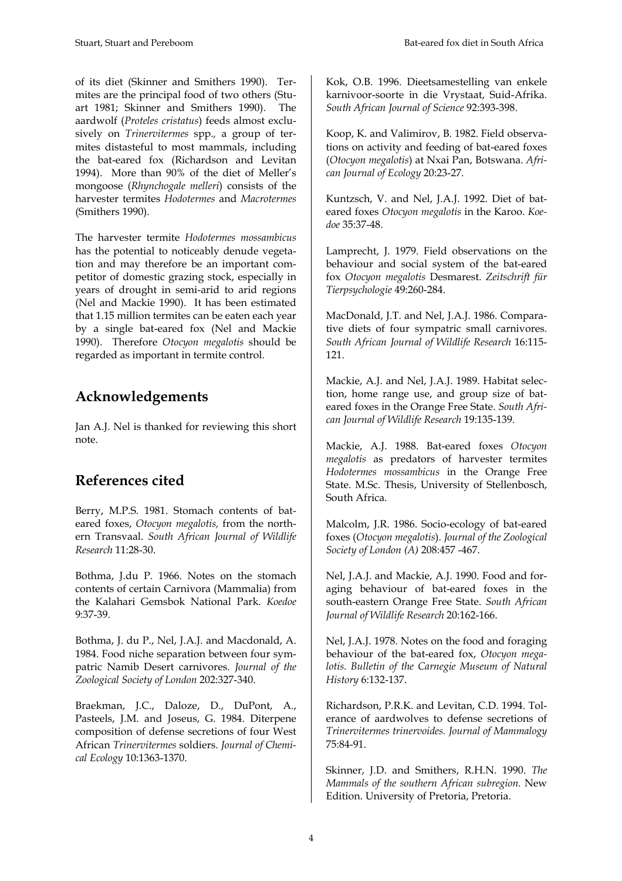of its diet (Skinner and Smithers 1990). Termites are the principal food of two others (Stuart 1981; Skinner and Smithers 1990). The aardwolf (*Proteles cristatus*) feeds almost exclusively on *Trinervitermes* spp., a group of termites distasteful to most mammals, including the bat-eared fox (Richardson and Levitan 1994). More than 90% of the diet of Meller's mongoose (*Rhynchogale melleri*) consists of the harvester termites *Hodotermes* and *Macrotermes* (Smithers 1990).

The harvester termite *Hodotermes mossambicus* has the potential to noticeably denude vegetation and may therefore be an important competitor of domestic grazing stock, especially in years of drought in semi-arid to arid regions (Nel and Mackie 1990). It has been estimated that 1.15 million termites can be eaten each year by a single bat-eared fox (Nel and Mackie 1990). Therefore *Otocyon megalotis* should be regarded as important in termite control.

## Acknowledgements

Jan A.J. Nel is thanked for reviewing this short note.

## References cited

Berry, M.P.S. 1981. Stomach contents of bat-eared foxes, *Otocyon megalotis,* from the northern Transvaal. *South African Journal of Wildlife Research* 11:28-30.

Bothma, J.du P. 1966. Notes on the stomach contents of certain Carnivora (Mammalia) from the Kalahari Gemsbok National Park. *Koedoe* 9:37-39.

Bothma, J. du P., Nel, J.A.J. and Macdonald, A. 1984. Food niche separation between four sympatric Namib Desert carnivores. *Journal of the Zoological Society of London* 202:327-340.

Braekman, J.C., Daloze, D., DuPont, A., Pasteels, J.M. and Joseus, G. 1984. Diterpene composition of defense secretions of four West African *Trinervitermes* soldiers. *Journal of Chemical Ecology* 10:1363-1370.

Kok, O.B. 1996. Dieetsamestelling van enkele karnivoor-soorte in die Vrystaat, Suid-Afrika. *South African Journal of Science* 92:393-398.

Koop, K. and Valimirov, B. 1982. Field observations on activity and feeding of bat-eared foxes (*Otocyon megalotis*) at Nxai Pan, Botswana. *African Journal of Ecology* 20:23-27.

Kuntzsch, V. and Nel, J.A.J. 1992. Diet of bat-eared foxes *Otocyon megalotis* in the Karoo. *Koedoe* 35:37-48.

Lamprecht, J. 1979. Field observations on the behaviour and social system of the bat-eared fox *Otocyon megalotis* Desmarest. *Zeitschrift für Tierpsychologie* 49:260-284.

MacDonald, J.T. and Nel, J.A.J. 1986. Comparative diets of four sympatric small carnivores. *South African Journal of Wildlife Research* 16:115-121.

Mackie, A.J. and Nel, J.A.J. 1989. Habitat selection, home range use, and group size of bat-eared foxes in the Orange Free State. *South African Journal of Wildlife Research* 19:135-139.

Mackie, A.J. 1988. Bat-eared foxes *Otocyon megalotis* as predators of harvester termites *Hodotermes mossambicus* in the Orange Free State. M.Sc. Thesis, University of Stellenbosch, South Africa.

Malcolm, J.R. 1986. Socio-ecology of bat-eared foxes (*Otocyon megalotis*). *Journal of the Zoological Society of London (A)* 208:457 -467.

Nel, J.A.J. and Mackie, A.J. 1990. Food and foraging behaviour of bat-eared foxes in the south-eastern Orange Free State. *South African Journal of Wildlife Research* 20:162-166.

Nel, J.A.J. 1978. Notes on the food and foraging behaviour of the bat-eared fox, *Otocyon megalotis. Bulletin of the Carnegie Museum of Natural History* 6:132-137.

Richardson, P.R.K. and Levitan, C.D. 1994. Tolerance of aardwolves to defense secretions of *Trinervitermes trinervoides. Journal of Mammalogy* 75:84-91.

Skinner, J.D. and Smithers, R.H.N. 1990. *The Mammals of the southern African subregion.* New Edition. University of Pretoria, Pretoria.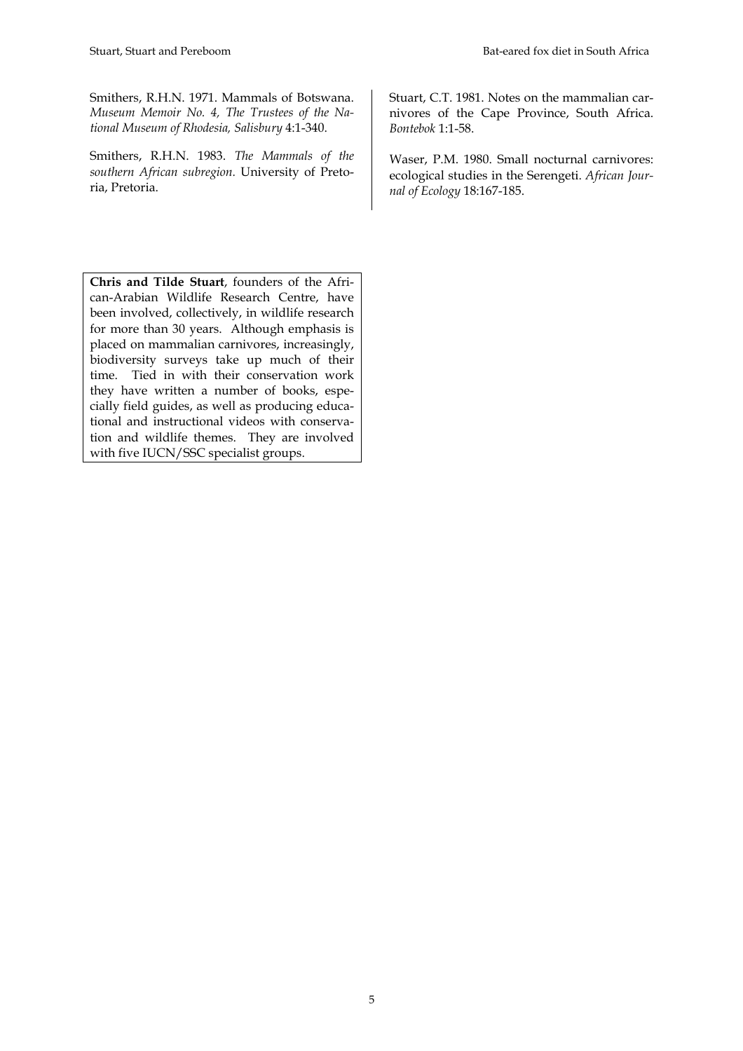Smithers, R.H.N. 1971. Mammals of Botswana. *Museum Memoir No. 4, The Trustees of the National Museum of Rhodesia, Salisbury* 4:1-340.

Smithers, R.H.N. 1983. *The Mammals of the southern African subregion.* University of Pretoria, Pretoria.

Stuart, C.T. 1981. Notes on the mammalian carnivores of the Cape Province, South Africa. *Bontebok* 1:1-58.

Waser, P.M. 1980. Small nocturnal carnivores: ecological studies in the Serengeti. *African Journal of Ecology* 18:167-185.

**Chris and Tilde Stuart**, founders of the African-Arabian Wildlife Research Centre, have been involved, collectively, in wildlife research for more than 30 years. Although emphasis is placed on mammalian carnivores, increasingly, biodiversity surveys take up much of their time. Tied in with their conservation work they have written a number of books, especially field guides, as well as producing educational and instructional videos with conservation and wildlife themes. They are involved with five IUCN/SSC specialist groups.